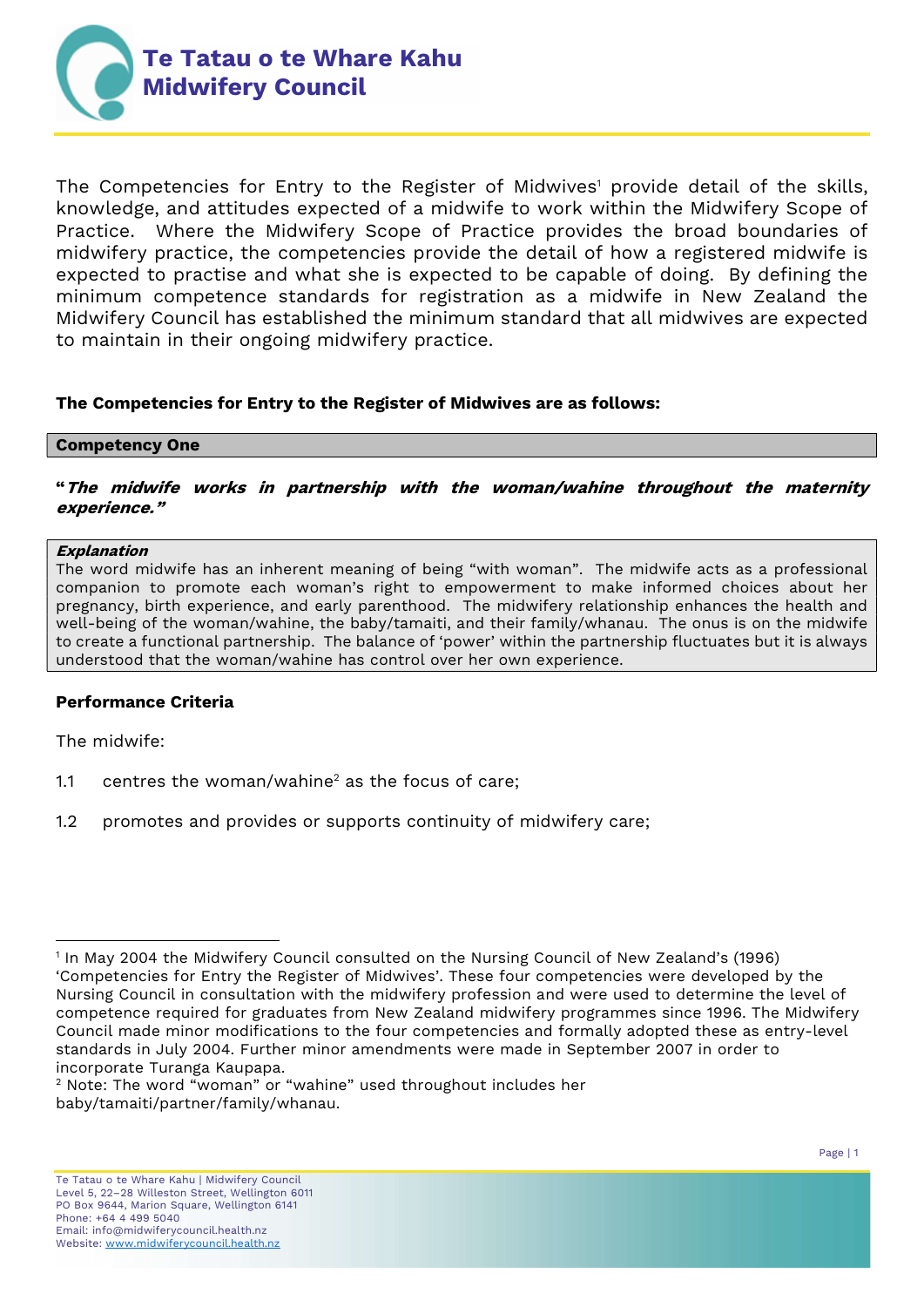# Te Tatau o te Whare Kahu Midwifery Council

The Competencies for Entry to the Register of Midwives[1] provide detail of the skills, knowledge, and attitudes expected of a midwife to work within the Midwifery Scope of Practice. Where the Midwifery Scope of Practice provides the broad boundaries of midwifery practice, the competencies provide the detail of how a registered midwife is expected to practise and what she is expected to be capable of doing. By defining the minimum competence standards for registration as a midwife in New Zealand the Midwifery Council has established the minimum standard that all midwives are expected to maintain in their ongoing midwifery practice.

**The Competencies for Entry to the Register of Midwives are as follows:**

## Competency One

**"*The midwife works in partnership with the woman/wahine throughout the maternity experience.*"**

***Explanation***

The word midwife has an inherent meaning of being "with woman". The midwife acts as a professional companion to promote each woman's right to empowerment to make informed choices about her pregnancy, birth experience, and early parenthood. The midwifery relationship enhances the health and well-being of the woman/wahine, the baby/tamaiti, and their family/whanau. The onus is on the midwife to create a functional partnership. The balance of 'power' within the partnership fluctuates but it is always understood that the woman/wahine has control over her own experience.

**Performance Criteria**

The midwife:

1.1 centres the woman/wahine[2] as the focus of care;

1.2 promotes and provides or supports continuity of midwifery care;

---

[1] In May 2004 the Midwifery Council consulted on the Nursing Council of New Zealand's (1996) 'Competencies for Entry the Register of Midwives'. These four competencies were developed by the Nursing Council in consultation with the midwifery profession and were used to determine the level of competence required for graduates from New Zealand midwifery programmes since 1996. The Midwifery Council made minor modifications to the four competencies and formally adopted these as entry-level standards in July 2004. Further minor amendments were made in September 2007 in order to incorporate Turanga Kaupapa.

[2] Note: The word "woman" or "wahine" used throughout includes her baby/tamaiti/partner/family/whanau.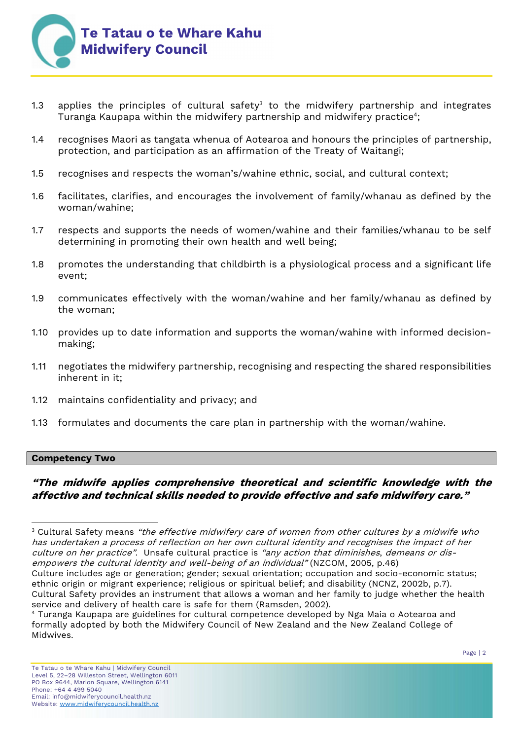1.3 applies the principles of cultural safety[3] to the midwifery partnership and integrates Turanga Kaupapa within the midwifery partnership and midwifery practice[4];

1.4 recognises Maori as tangata whenua of Aotearoa and honours the principles of partnership, protection, and participation as an affirmation of the Treaty of Waitangi;

1.5 recognises and respects the woman's/wahine ethnic, social, and cultural context;

1.6 facilitates, clarifies, and encourages the involvement of family/whanau as defined by the woman/wahine;

1.7 respects and supports the needs of women/wahine and their families/whanau to be self determining in promoting their own health and well being;

1.8 promotes the understanding that childbirth is a physiological process and a significant life event;

1.9 communicates effectively with the woman/wahine and her family/whanau as defined by the woman;

1.10 provides up to date information and supports the woman/wahine with informed decision-making;

1.11 negotiates the midwifery partnership, recognising and respecting the shared responsibilities inherent in it;

1.12 maintains confidentiality and privacy; and

1.13 formulates and documents the care plan in partnership with the woman/wahine.

## Competency Two

***"The midwife applies comprehensive theoretical and scientific knowledge with the affective and technical skills needed to provide effective and safe midwifery care."***

---

[3] Cultural Safety means *"the effective midwifery care of women from other cultures by a midwife who has undertaken a process of reflection on her own cultural identity and recognises the impact of her culture on her practice"*. Unsafe cultural practice is *"any action that diminishes, demeans or dis-empowers the cultural identity and well-being of an individual"* (NZCOM, 2005, p.46)
Culture includes age or generation; gender; sexual orientation; occupation and socio-economic status; ethnic origin or migrant experience; religious or spiritual belief; and disability (NCNZ, 2002b, p.7).
Cultural Safety provides an instrument that allows a woman and her family to judge whether the health service and delivery of health care is safe for them (Ramsden, 2002).

[4] Turanga Kaupapa are guidelines for cultural competence developed by Nga Maia o Aotearoa and formally adopted by both the Midwifery Council of New Zealand and the New Zealand College of Midwives.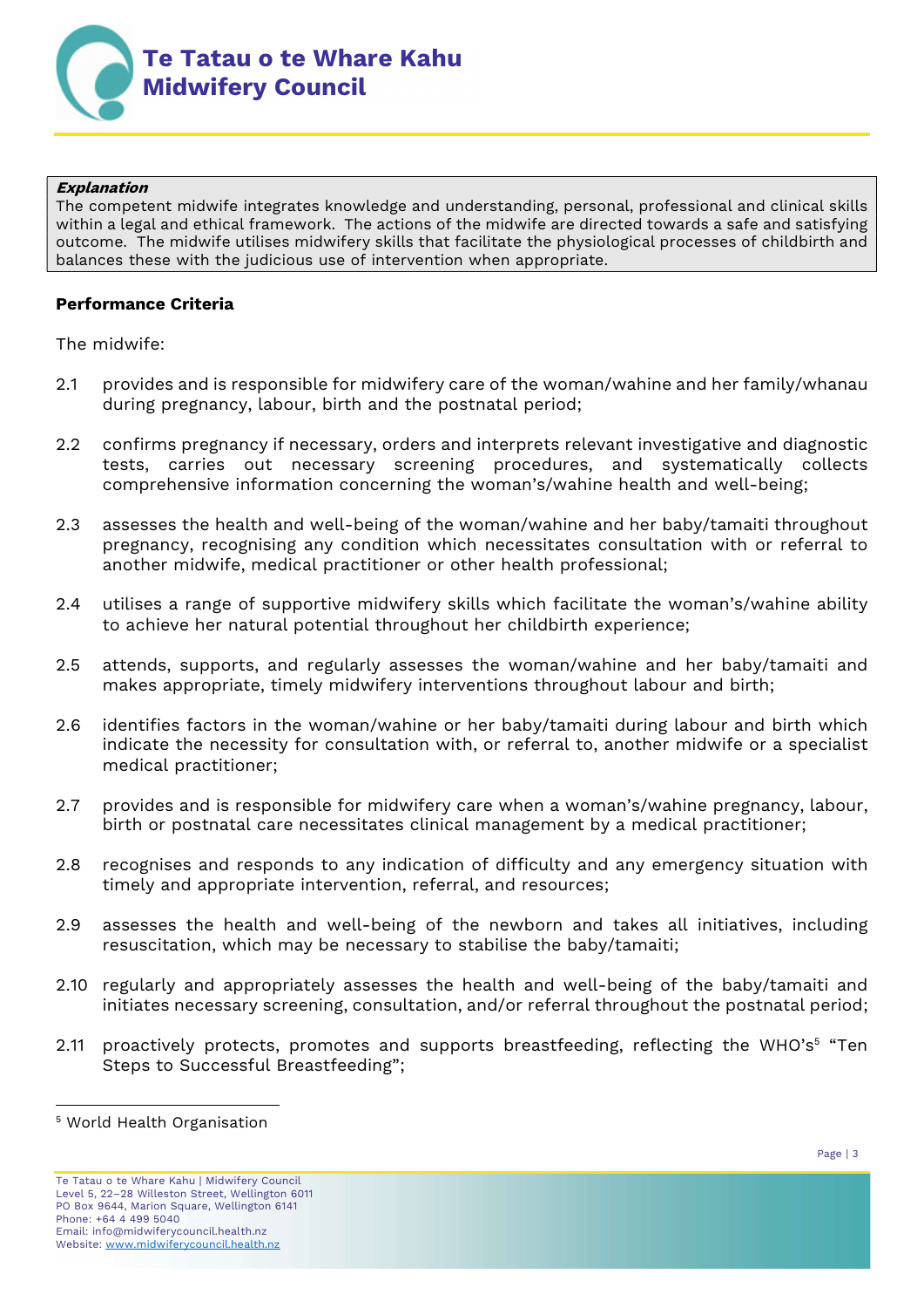***Explanation***
The competent midwife integrates knowledge and understanding, personal, professional and clinical skills within a legal and ethical framework. The actions of the midwife are directed towards a safe and satisfying outcome. The midwife utilises midwifery skills that facilitate the physiological processes of childbirth and balances these with the judicious use of intervention when appropriate.

**Performance Criteria**

The midwife:

2.1 provides and is responsible for midwifery care of the woman/wahine and her family/whanau during pregnancy, labour, birth and the postnatal period;

2.2 confirms pregnancy if necessary, orders and interprets relevant investigative and diagnostic tests, carries out necessary screening procedures, and systematically collects comprehensive information concerning the woman's/wahine health and well-being;

2.3 assesses the health and well-being of the woman/wahine and her baby/tamaiti throughout pregnancy, recognising any condition which necessitates consultation with or referral to another midwife, medical practitioner or other health professional;

2.4 utilises a range of supportive midwifery skills which facilitate the woman's/wahine ability to achieve her natural potential throughout her childbirth experience;

2.5 attends, supports, and regularly assesses the woman/wahine and her baby/tamaiti and makes appropriate, timely midwifery interventions throughout labour and birth;

2.6 identifies factors in the woman/wahine or her baby/tamaiti during labour and birth which indicate the necessity for consultation with, or referral to, another midwife or a specialist medical practitioner;

2.7 provides and is responsible for midwifery care when a woman's/wahine pregnancy, labour, birth or postnatal care necessitates clinical management by a medical practitioner;

2.8 recognises and responds to any indication of difficulty and any emergency situation with timely and appropriate intervention, referral, and resources;

2.9 assesses the health and well-being of the newborn and takes all initiatives, including resuscitation, which may be necessary to stabilise the baby/tamaiti;

2.10 regularly and appropriately assesses the health and well-being of the baby/tamaiti and initiates necessary screening, consultation, and/or referral throughout the postnatal period;

2.11 proactively protects, promotes and supports breastfeeding, reflecting the WHO's[5] "Ten Steps to Successful Breastfeeding";

[5] World Health Organisation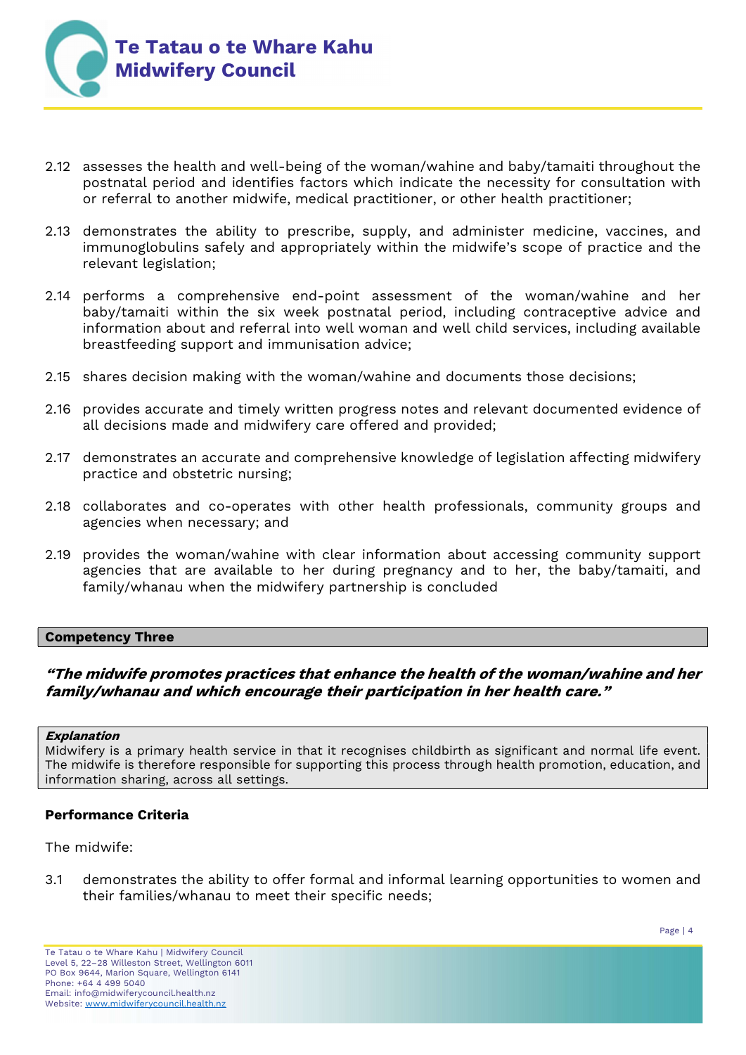2.12 assesses the health and well-being of the woman/wahine and baby/tamaiti throughout the postnatal period and identifies factors which indicate the necessity for consultation with or referral to another midwife, medical practitioner, or other health practitioner;

2.13 demonstrates the ability to prescribe, supply, and administer medicine, vaccines, and immunoglobulins safely and appropriately within the midwife's scope of practice and the relevant legislation;

2.14 performs a comprehensive end-point assessment of the woman/wahine and her baby/tamaiti within the six week postnatal period, including contraceptive advice and information about and referral into well woman and well child services, including available breastfeeding support and immunisation advice;

2.15 shares decision making with the woman/wahine and documents those decisions;

2.16 provides accurate and timely written progress notes and relevant documented evidence of all decisions made and midwifery care offered and provided;

2.17 demonstrates an accurate and comprehensive knowledge of legislation affecting midwifery practice and obstetric nursing;

2.18 collaborates and co-operates with other health professionals, community groups and agencies when necessary; and

2.19 provides the woman/wahine with clear information about accessing community support agencies that are available to her during pregnancy and to her, the baby/tamaiti, and family/whanau when the midwifery partnership is concluded

## Competency Three

***"The midwife promotes practices that enhance the health of the woman/wahine and her family/whanau and which encourage their participation in her health care."***

***Explanation***
Midwifery is a primary health service in that it recognises childbirth as significant and normal life event. The midwife is therefore responsible for supporting this process through health promotion, education, and information sharing, across all settings.

**Performance Criteria**

The midwife:

3.1 demonstrates the ability to offer formal and informal learning opportunities to women and their families/whanau to meet their specific needs;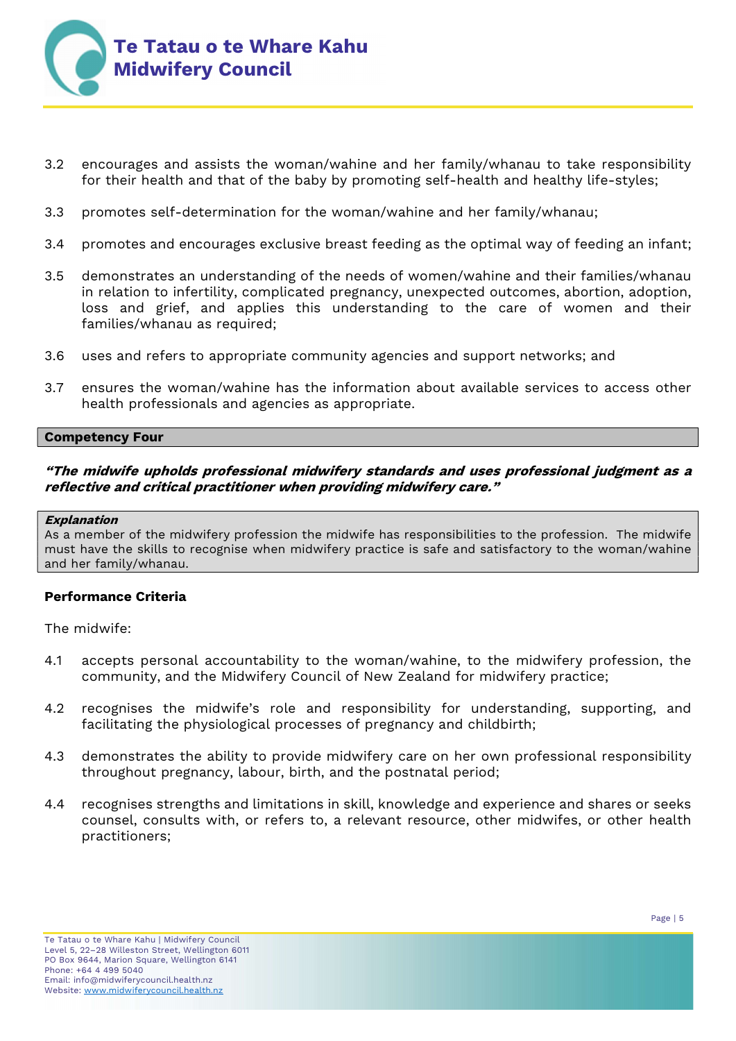3.2 encourages and assists the woman/wahine and her family/whanau to take responsibility for their health and that of the baby by promoting self-health and healthy life-styles;

3.3 promotes self-determination for the woman/wahine and her family/whanau;

3.4 promotes and encourages exclusive breast feeding as the optimal way of feeding an infant;

3.5 demonstrates an understanding of the needs of women/wahine and their families/whanau in relation to infertility, complicated pregnancy, unexpected outcomes, abortion, adoption, loss and grief, and applies this understanding to the care of women and their families/whanau as required;

3.6 uses and refers to appropriate community agencies and support networks; and

3.7 ensures the woman/wahine has the information about available services to access other health professionals and agencies as appropriate.

## Competency Four

***"The midwife upholds professional midwifery standards and uses professional judgment as a reflective and critical practitioner when providing midwifery care."***

***Explanation***

As a member of the midwifery profession the midwife has responsibilities to the profession. The midwife must have the skills to recognise when midwifery practice is safe and satisfactory to the woman/wahine and her family/whanau.

**Performance Criteria**

The midwife:

4.1 accepts personal accountability to the woman/wahine, to the midwifery profession, the community, and the Midwifery Council of New Zealand for midwifery practice;

4.2 recognises the midwife's role and responsibility for understanding, supporting, and facilitating the physiological processes of pregnancy and childbirth;

4.3 demonstrates the ability to provide midwifery care on her own professional responsibility throughout pregnancy, labour, birth, and the postnatal period;

4.4 recognises strengths and limitations in skill, knowledge and experience and shares or seeks counsel, consults with, or refers to, a relevant resource, other midwifes, or other health practitioners;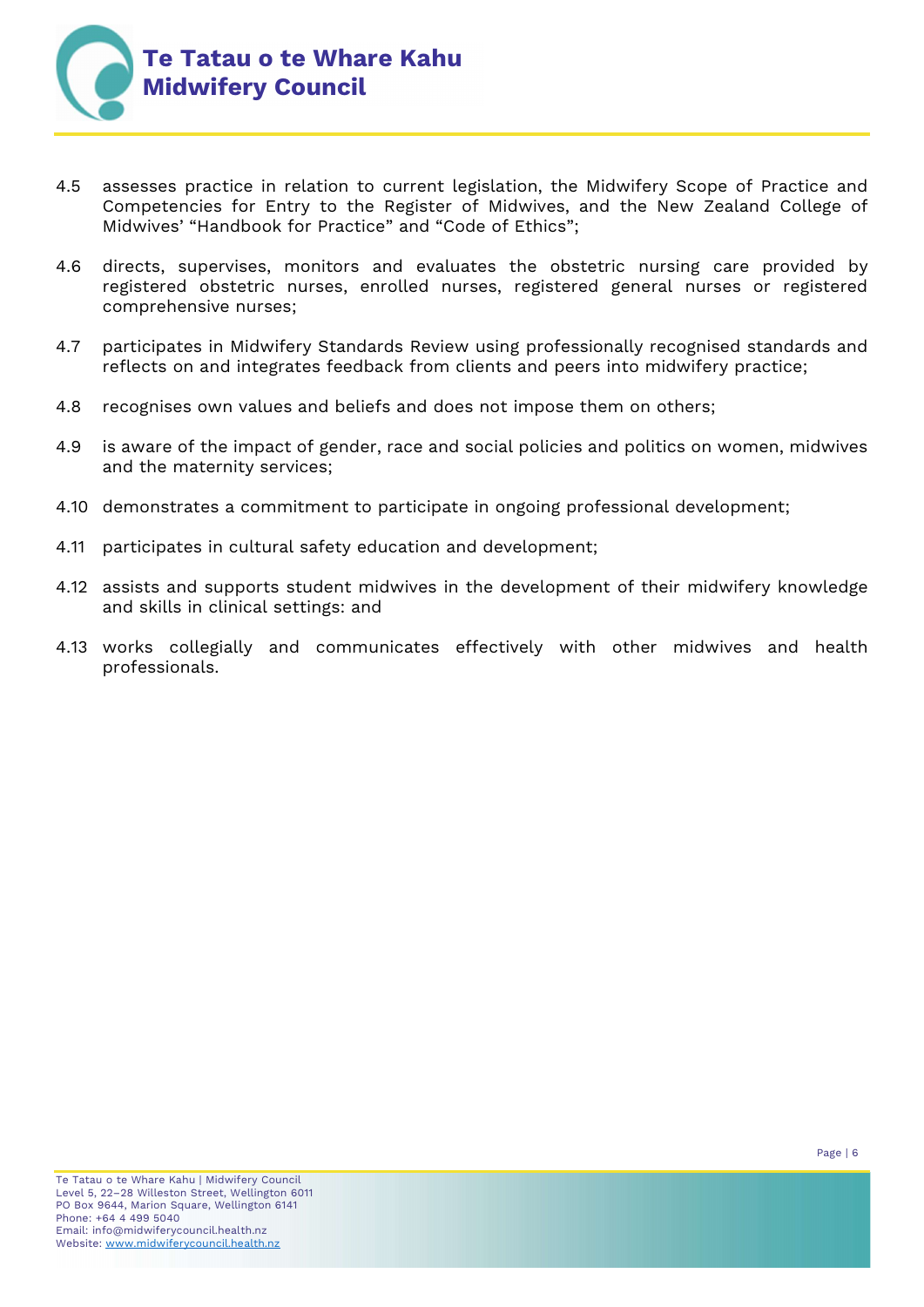4.5 assesses practice in relation to current legislation, the Midwifery Scope of Practice and Competencies for Entry to the Register of Midwives, and the New Zealand College of Midwives' "Handbook for Practice" and "Code of Ethics";

4.6 directs, supervises, monitors and evaluates the obstetric nursing care provided by registered obstetric nurses, enrolled nurses, registered general nurses or registered comprehensive nurses;

4.7 participates in Midwifery Standards Review using professionally recognised standards and reflects on and integrates feedback from clients and peers into midwifery practice;

4.8 recognises own values and beliefs and does not impose them on others;

4.9 is aware of the impact of gender, race and social policies and politics on women, midwives and the maternity services;

4.10 demonstrates a commitment to participate in ongoing professional development;

4.11 participates in cultural safety education and development;

4.12 assists and supports student midwives in the development of their midwifery knowledge and skills in clinical settings: and

4.13 works collegially and communicates effectively with other midwives and health professionals.